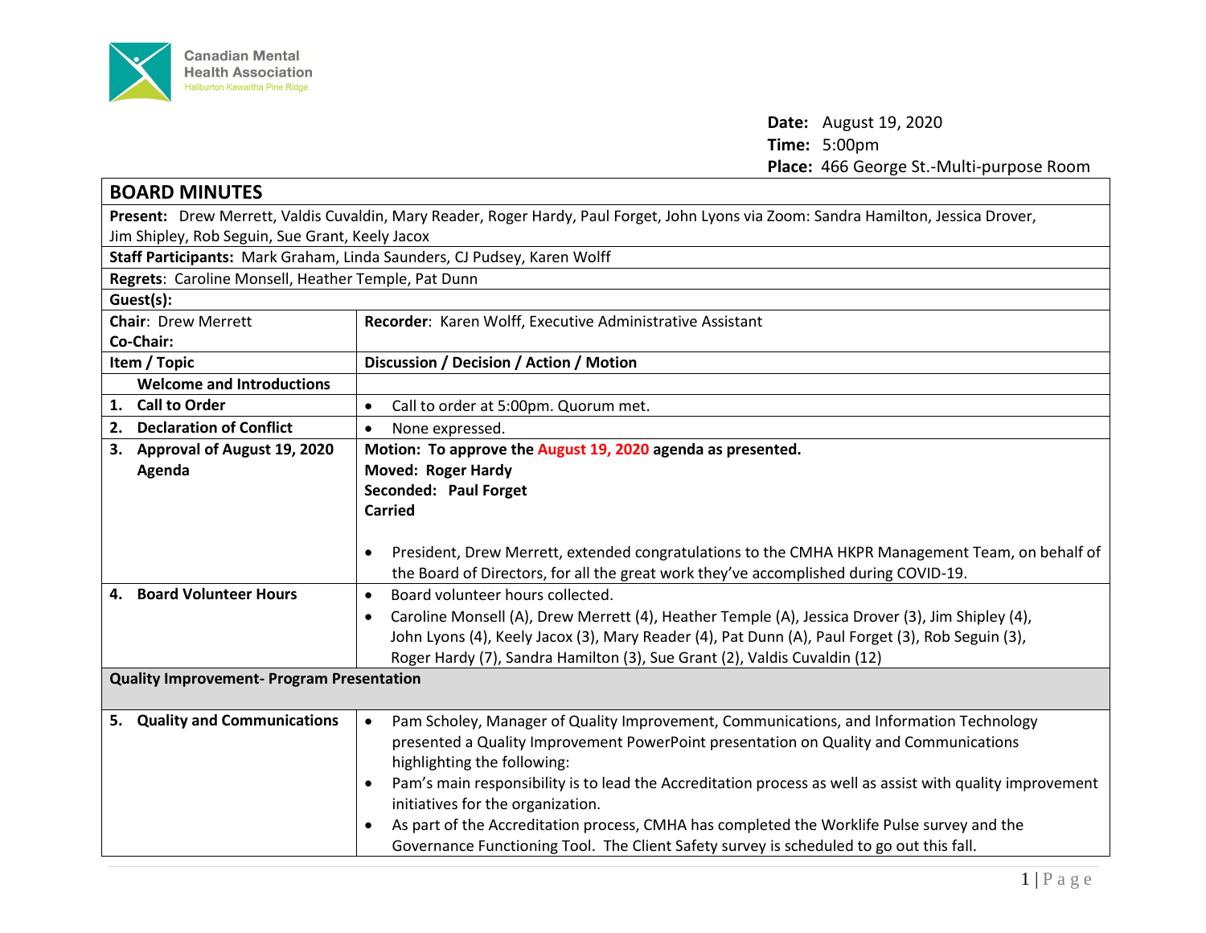Canadian Mental Health Association
Haliburton Kawartha Pine Ridge

**Date:** August 19, 2020
**Time:** 5:00pm
**Place:** 466 George St.-Multi-purpose Room

# BOARD MINUTES

**Present:** Drew Merrett, Valdis Cuvaldin, Mary Reader, Roger Hardy, Paul Forget, John Lyons via Zoom: Sandra Hamilton, Jessica Drover, Jim Shipley, Rob Seguin, Sue Grant, Keely Jacox

**Staff Participants:** Mark Graham, Linda Saunders, CJ Pudsey, Karen Wolff

**Regrets:** Caroline Monsell, Heather Temple, Pat Dunn

**Guest(s):**

**Chair:** Drew Merrett
**Co-Chair:**

**Recorder:** Karen Wolff, Executive Administrative Assistant

| Item / Topic | Discussion / Decision / Action / Motion |
|---|---|
| **Welcome and Introductions** | |
| **1. Call to Order** | • Call to order at 5:00pm. Quorum met. |
| **2. Declaration of Conflict** | • None expressed. |
| **3. Approval of August 19, 2020 Agenda** | **Motion: To approve the August 19, 2020 agenda as presented.**<br>**Moved: Roger Hardy**<br>**Seconded: Paul Forget**<br>**Carried**<br><br>• President, Drew Merrett, extended congratulations to the CMHA HKPR Management Team, on behalf of the Board of Directors, for all the great work they've accomplished during COVID-19. |
| **4. Board Volunteer Hours** | • Board volunteer hours collected.<br>• Caroline Monsell (A), Drew Merrett (4), Heather Temple (A), Jessica Drover (3), Jim Shipley (4), John Lyons (4), Keely Jacox (3), Mary Reader (4), Pat Dunn (A), Paul Forget (3), Rob Seguin (3), Roger Hardy (7), Sandra Hamilton (3), Sue Grant (2), Valdis Cuvaldin (12) |
| **Quality Improvement- Program Presentation** | |
| **5. Quality and Communications** | • Pam Scholey, Manager of Quality Improvement, Communications, and Information Technology presented a Quality Improvement PowerPoint presentation on Quality and Communications highlighting the following:<br>• Pam's main responsibility is to lead the Accreditation process as well as assist with quality improvement initiatives for the organization.<br>• As part of the Accreditation process, CMHA has completed the Worklife Pulse survey and the Governance Functioning Tool. The Client Safety survey is scheduled to go out this fall. |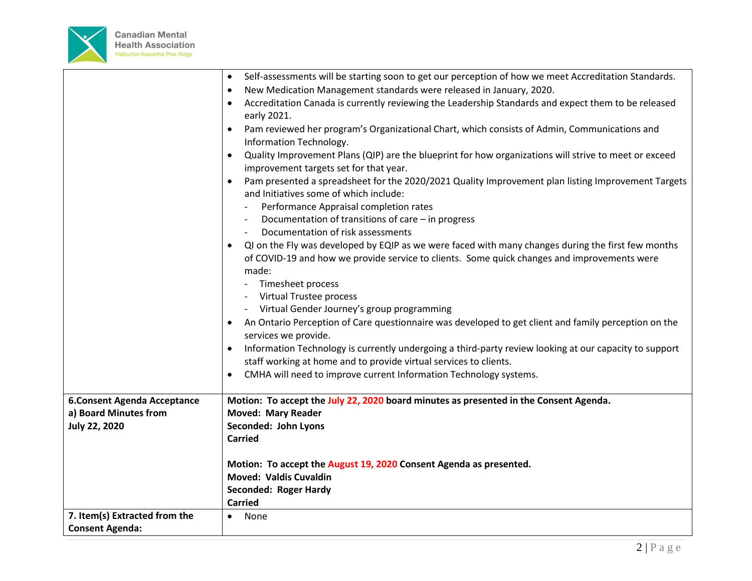| | |
|---|---|
| | • Self-assessments will be starting soon to get our perception of how we meet Accreditation Standards.<br>• New Medication Management standards were released in January, 2020.<br>• Accreditation Canada is currently reviewing the Leadership Standards and expect them to be released early 2021.<br>• Pam reviewed her program's Organizational Chart, which consists of Admin, Communications and Information Technology.<br>• Quality Improvement Plans (QIP) are the blueprint for how organizations will strive to meet or exceed improvement targets set for that year.<br>• Pam presented a spreadsheet for the 2020/2021 Quality Improvement plan listing Improvement Targets and Initiatives some of which include:<br>  - Performance Appraisal completion rates<br>  - Documentation of transitions of care – in progress<br>  - Documentation of risk assessments<br>• QI on the Fly was developed by EQIP as we were faced with many changes during the first few months of COVID-19 and how we provide service to clients. Some quick changes and improvements were made:<br>  - Timesheet process<br>  - Virtual Trustee process<br>  - Virtual Gender Journey's group programming<br>• An Ontario Perception of Care questionnaire was developed to get client and family perception on the services we provide.<br>• Information Technology is currently undergoing a third-party review looking at our capacity to support staff working at home and to provide virtual services to clients.<br>• CMHA will need to improve current Information Technology systems. |
| **6.Consent Agenda Acceptance**<br>**a) Board Minutes from July 22, 2020** | **Motion: To accept the July 22, 2020 board minutes as presented in the Consent Agenda.**<br>**Moved: Mary Reader**<br>**Seconded: John Lyons**<br>**Carried**<br><br>**Motion: To accept the August 19, 2020 Consent Agenda as presented.**<br>**Moved: Valdis Cuvaldin**<br>**Seconded: Roger Hardy**<br>**Carried** |
| **7. Item(s) Extracted from the Consent Agenda:** | • None |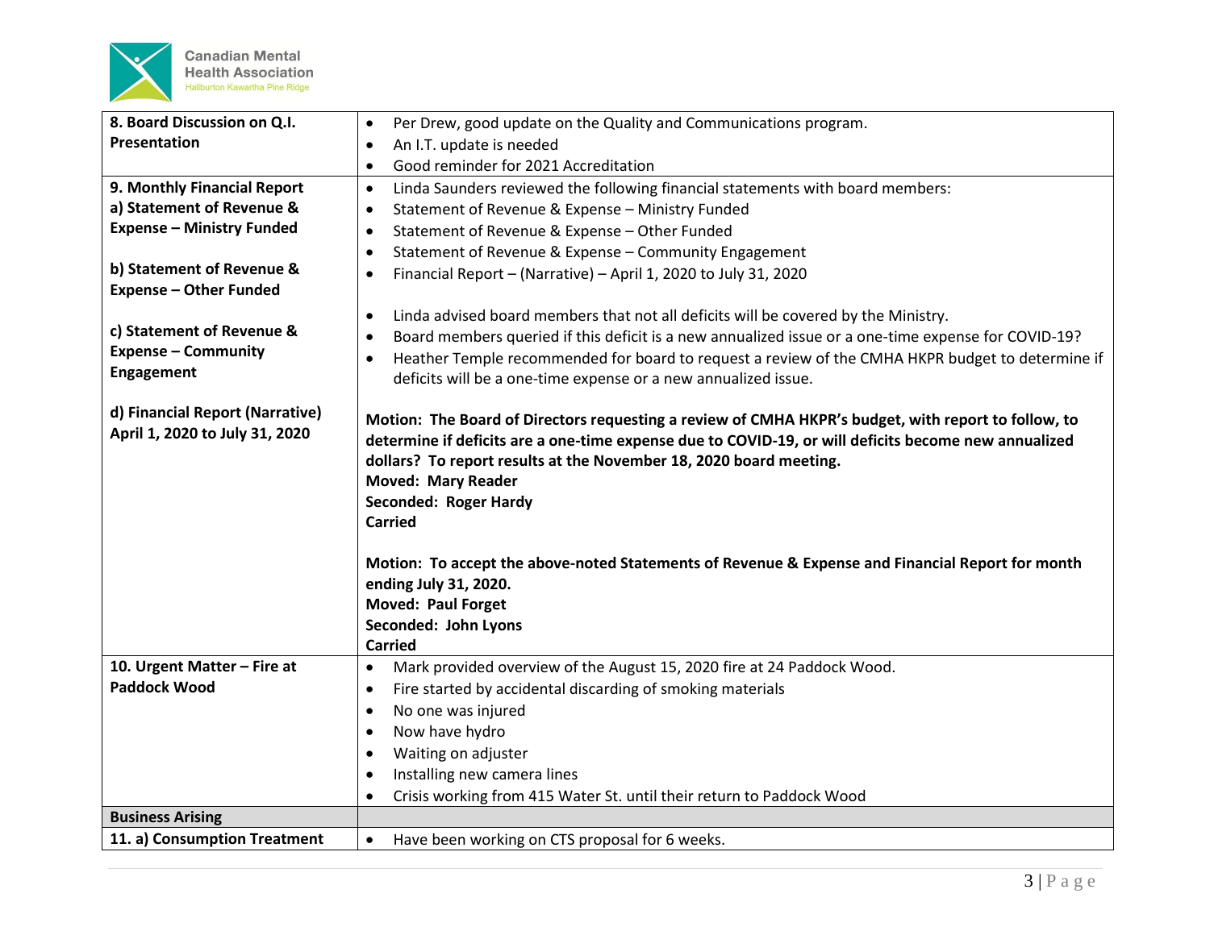| | |
|---|---|
| **8. Board Discussion on Q.I. Presentation** | • Per Drew, good update on the Quality and Communications program.<br>• An I.T. update is needed<br>• Good reminder for 2021 Accreditation |
| **9. Monthly Financial Report**<br>**a) Statement of Revenue & Expense – Ministry Funded**<br><br>**b) Statement of Revenue & Expense – Other Funded**<br><br>**c) Statement of Revenue & Expense – Community Engagement**<br><br>**d) Financial Report (Narrative) April 1, 2020 to July 31, 2020** | • Linda Saunders reviewed the following financial statements with board members:<br>• Statement of Revenue & Expense – Ministry Funded<br>• Statement of Revenue & Expense – Other Funded<br>• Statement of Revenue & Expense – Community Engagement<br>• Financial Report – (Narrative) – April 1, 2020 to July 31, 2020<br><br>• Linda advised board members that not all deficits will be covered by the Ministry.<br>• Board members queried if this deficit is a new annualized issue or a one-time expense for COVID-19?<br>• Heather Temple recommended for board to request a review of the CMHA HKPR budget to determine if deficits will be a one-time expense or a new annualized issue.<br><br>**Motion: The Board of Directors requesting a review of CMHA HKPR's budget, with report to follow, to determine if deficits are a one-time expense due to COVID-19, or will deficits become new annualized dollars? To report results at the November 18, 2020 board meeting.**<br>**Moved: Mary Reader**<br>**Seconded: Roger Hardy**<br>**Carried**<br><br>**Motion: To accept the above-noted Statements of Revenue & Expense and Financial Report for month ending July 31, 2020.**<br>**Moved: Paul Forget**<br>**Seconded: John Lyons**<br>**Carried** |
| **10. Urgent Matter – Fire at Paddock Wood** | • Mark provided overview of the August 15, 2020 fire at 24 Paddock Wood.<br>• Fire started by accidental discarding of smoking materials<br>• No one was injured<br>• Now have hydro<br>• Waiting on adjuster<br>• Installing new camera lines<br>• Crisis working from 415 Water St. until their return to Paddock Wood |
| **Business Arising** | |
| **11. a) Consumption Treatment** | • Have been working on CTS proposal for 6 weeks. |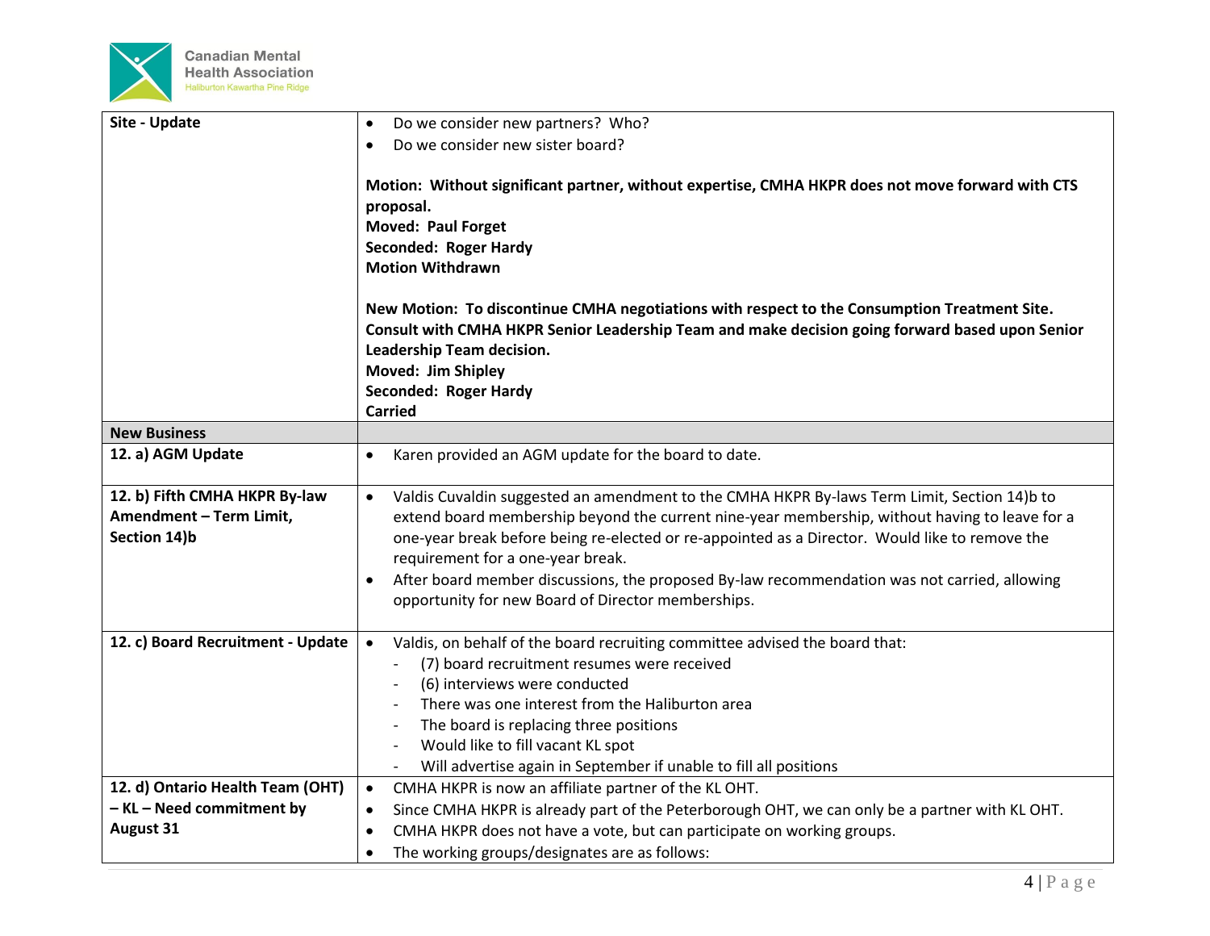| | |
|---|---|
| **Site - Update** | • Do we consider new partners? Who?<br>• Do we consider new sister board?<br><br>**Motion: Without significant partner, without expertise, CMHA HKPR does not move forward with CTS proposal.**<br>**Moved: Paul Forget**<br>**Seconded: Roger Hardy**<br>**Motion Withdrawn**<br><br>**New Motion: To discontinue CMHA negotiations with respect to the Consumption Treatment Site. Consult with CMHA HKPR Senior Leadership Team and make decision going forward based upon Senior Leadership Team decision.**<br>**Moved: Jim Shipley**<br>**Seconded: Roger Hardy**<br>**Carried** |
| **New Business** | |
| **12. a) AGM Update** | • Karen provided an AGM update for the board to date. |
| **12. b) Fifth CMHA HKPR By-law Amendment – Term Limit, Section 14)b** | • Valdis Cuvaldin suggested an amendment to the CMHA HKPR By-laws Term Limit, Section 14)b to extend board membership beyond the current nine-year membership, without having to leave for a one-year break before being re-elected or re-appointed as a Director. Would like to remove the requirement for a one-year break.<br>• After board member discussions, the proposed By-law recommendation was not carried, allowing opportunity for new Board of Director memberships. |
| **12. c) Board Recruitment - Update** | • Valdis, on behalf of the board recruiting committee advised the board that:<br>- (7) board recruitment resumes were received<br>- (6) interviews were conducted<br>- There was one interest from the Haliburton area<br>- The board is replacing three positions<br>- Would like to fill vacant KL spot<br>- Will advertise again in September if unable to fill all positions |
| **12. d) Ontario Health Team (OHT) – KL – Need commitment by August 31** | • CMHA HKPR is now an affiliate partner of the KL OHT.<br>• Since CMHA HKPR is already part of the Peterborough OHT, we can only be a partner with KL OHT.<br>• CMHA HKPR does not have a vote, but can participate on working groups.<br>• The working groups/designates are as follows: |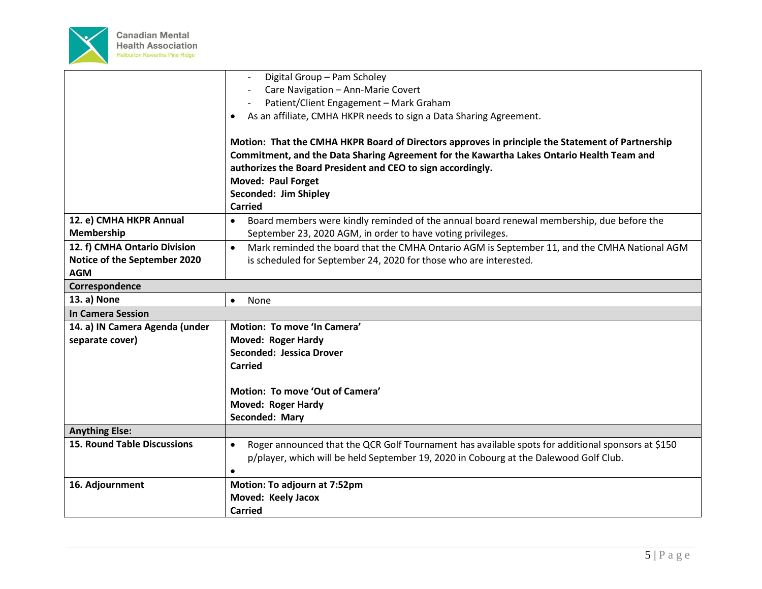| | |
|---|---|
| | - Digital Group – Pam Scholey<br>- Care Navigation – Ann-Marie Covert<br>- Patient/Client Engagement – Mark Graham<br>• As an affiliate, CMHA HKPR needs to sign a Data Sharing Agreement.<br><br>**Motion: That the CMHA HKPR Board of Directors approves in principle the Statement of Partnership Commitment, and the Data Sharing Agreement for the Kawartha Lakes Ontario Health Team and authorizes the Board President and CEO to sign accordingly.**<br>**Moved: Paul Forget**<br>**Seconded: Jim Shipley**<br>**Carried** |
| **12. e) CMHA HKPR Annual Membership** | • Board members were kindly reminded of the annual board renewal membership, due before the September 23, 2020 AGM, in order to have voting privileges. |
| **12. f) CMHA Ontario Division Notice of the September 2020 AGM** | • Mark reminded the board that the CMHA Ontario AGM is September 11, and the CMHA National AGM is scheduled for September 24, 2020 for those who are interested. |
| **Correspondence** | |
| **13. a) None** | • None |
| **In Camera Session** | |
| **14. a) IN Camera Agenda (under separate cover)** | **Motion: To move 'In Camera'**<br>**Moved: Roger Hardy**<br>**Seconded: Jessica Drover**<br>**Carried**<br><br>**Motion: To move 'Out of Camera'**<br>**Moved: Roger Hardy**<br>**Seconded: Mary** |
| **Anything Else:** | |
| **15. Round Table Discussions** | • Roger announced that the QCR Golf Tournament has available spots for additional sponsors at $150 p/player, which will be held September 19, 2020 in Cobourg at the Dalewood Golf Club.<br>• |
| **16. Adjournment** | **Motion: To adjourn at 7:52pm**<br>**Moved: Keely Jacox**<br>**Carried** |